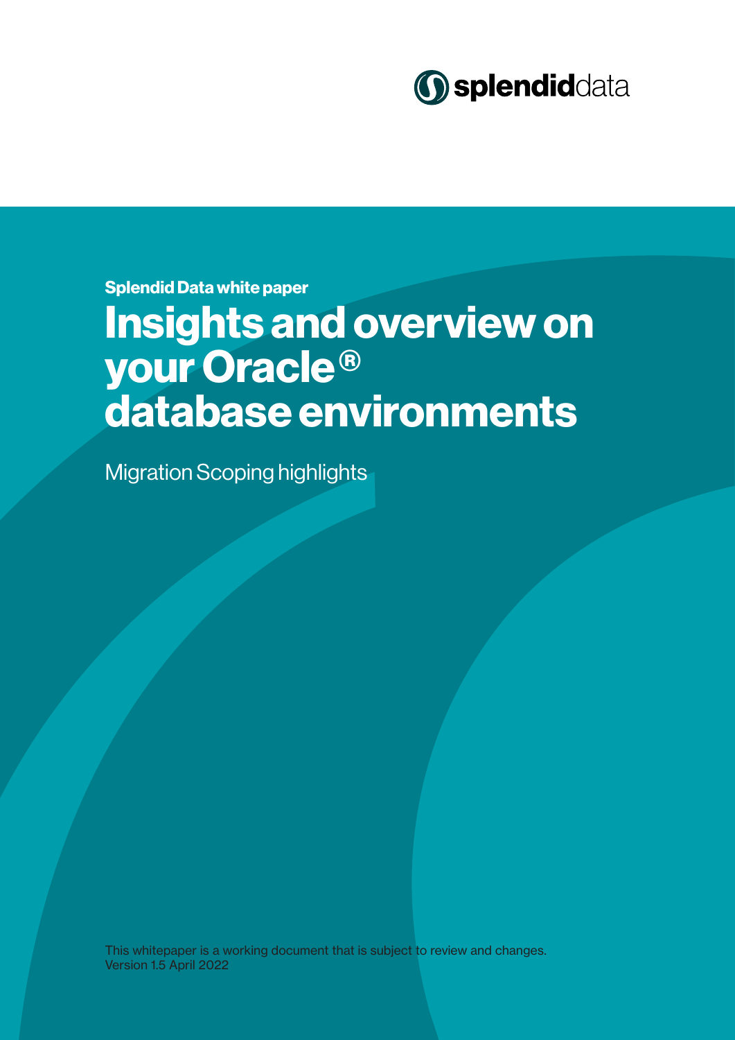splendiddata

Splendid Data white paper

# Insights and overview on your Oracle® database environments

Migration Scoping highlights

This whitepaper is a working document that is subject to review and changes.
Version 1.5 April 2022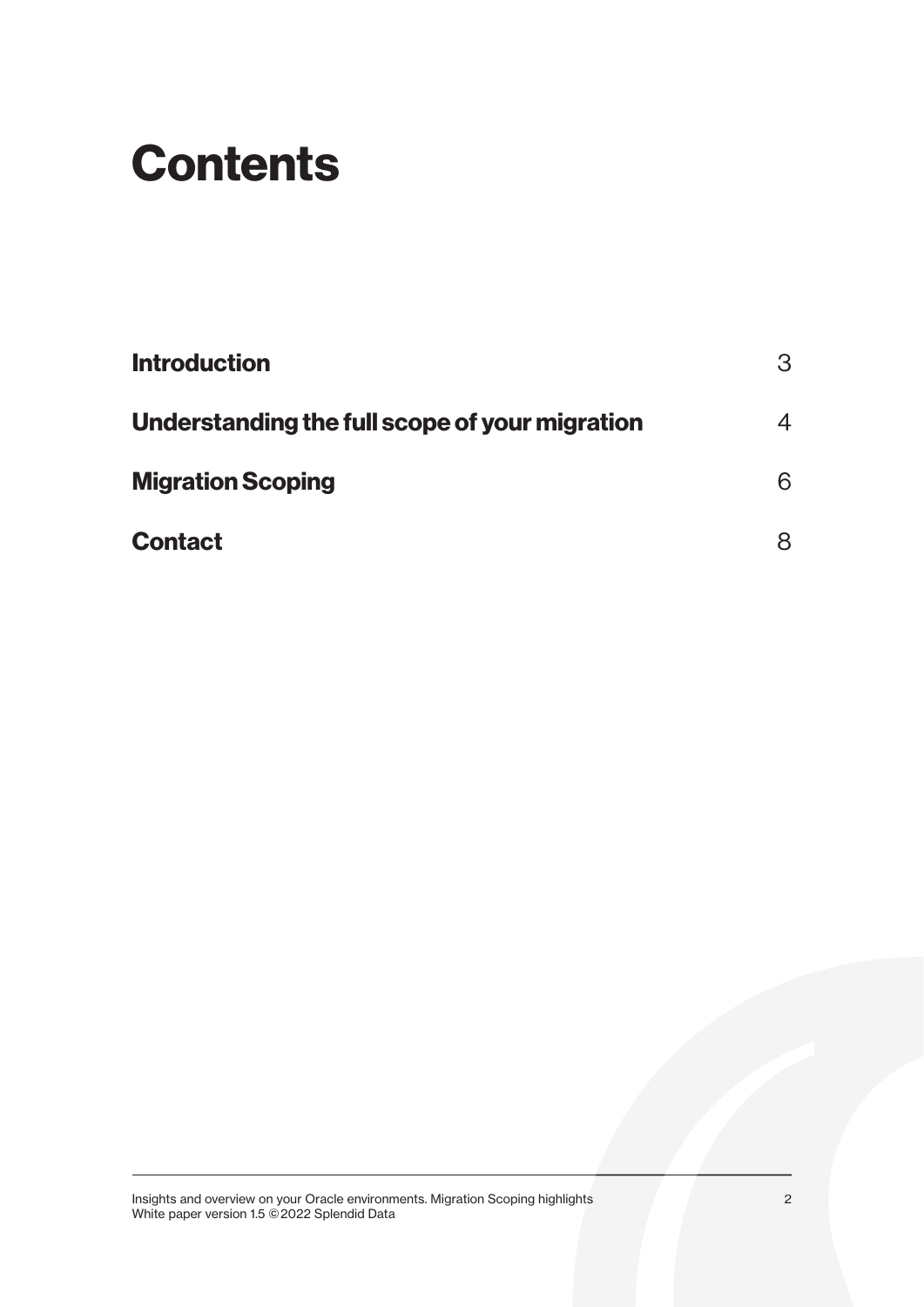# Contents

| | |
|---|---|
| **Introduction** | 3 |
| **Understanding the full scope of your migration** | 4 |
| **Migration Scoping** | 6 |
| **Contact** | 8 |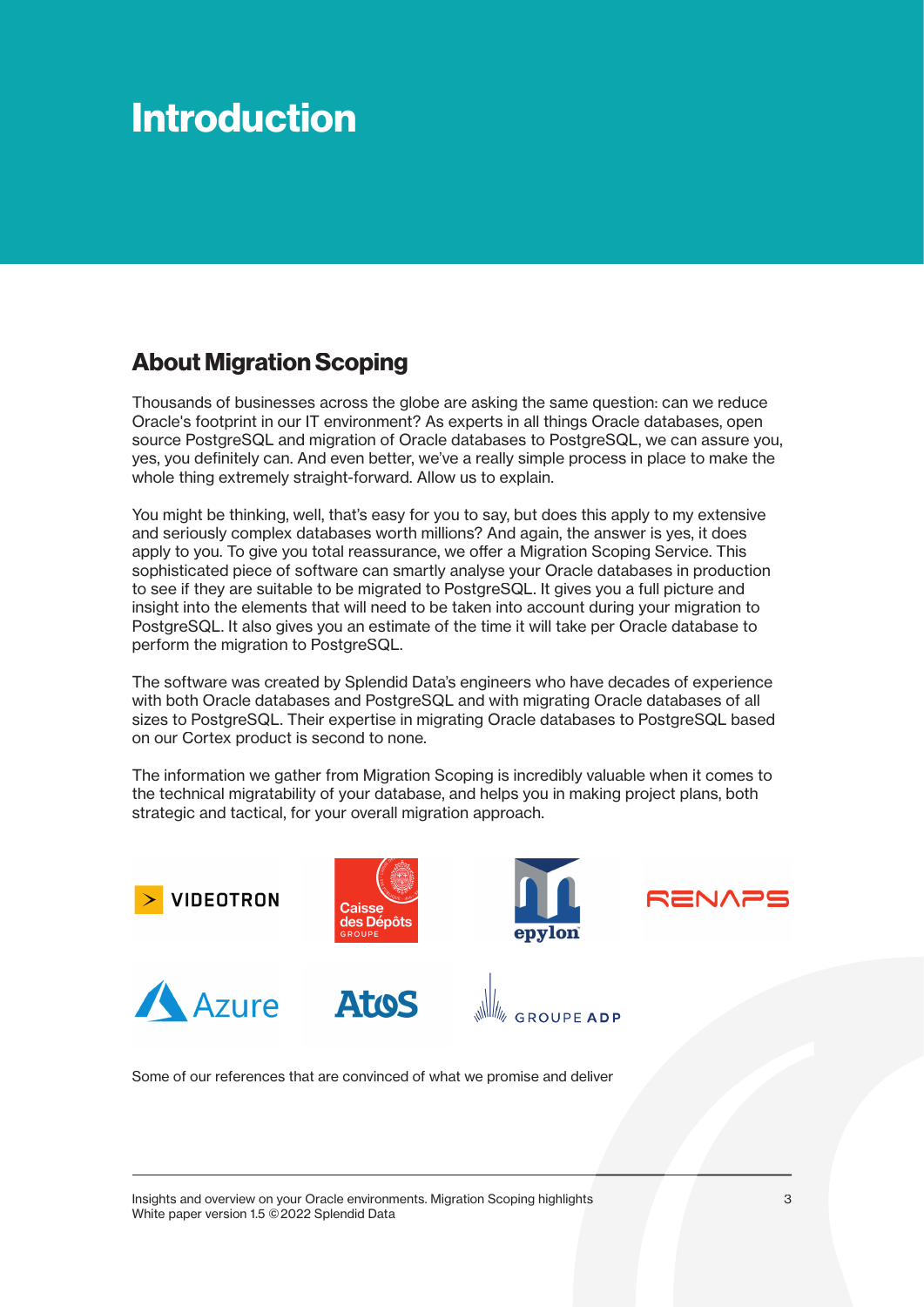# Introduction

## About Migration Scoping

Thousands of businesses across the globe are asking the same question: can we reduce Oracle's footprint in our IT environment? As experts in all things Oracle databases, open source PostgreSQL and migration of Oracle databases to PostgreSQL, we can assure you, yes, you definitely can. And even better, we've a really simple process in place to make the whole thing extremely straight-forward. Allow us to explain.

You might be thinking, well, that's easy for you to say, but does this apply to my extensive and seriously complex databases worth millions? And again, the answer is yes, it does apply to you. To give you total reassurance, we offer a Migration Scoping Service. This sophisticated piece of software can smartly analyse your Oracle databases in production to see if they are suitable to be migrated to PostgreSQL. It gives you a full picture and insight into the elements that will need to be taken into account during your migration to PostgreSQL. It also gives you an estimate of the time it will take per Oracle database to perform the migration to PostgreSQL.

The software was created by Splendid Data's engineers who have decades of experience with both Oracle databases and PostgreSQL and with migrating Oracle databases of all sizes to PostgreSQL. Their expertise in migrating Oracle databases to PostgreSQL based on our Cortex product is second to none.

The information we gather from Migration Scoping is incredibly valuable when it comes to the technical migratability of your database, and helps you in making project plans, both strategic and tactical, for your overall migration approach.

VIDEOTRON

Caisse des Dépôts GROUPE

epylon

RENAPS

Azure

Atos

GROUPE ADP

Some of our references that are convinced of what we promise and deliver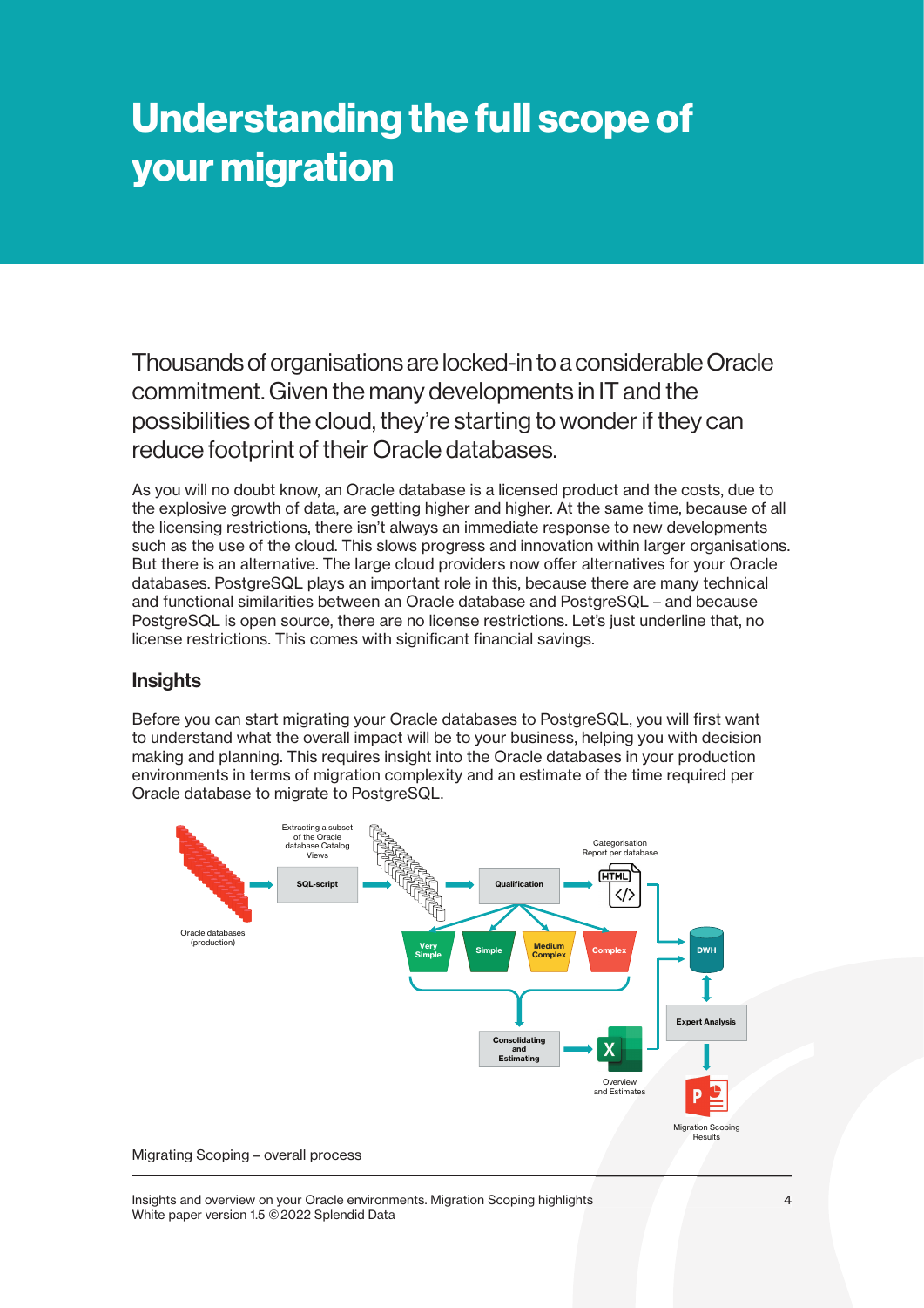# Understanding the full scope of your migration

Thousands of organisations are locked-in to a considerable Oracle commitment. Given the many developments in IT and the possibilities of the cloud, they're starting to wonder if they can reduce footprint of their Oracle databases.

As you will no doubt know, an Oracle database is a licensed product and the costs, due to the explosive growth of data, are getting higher and higher. At the same time, because of all the licensing restrictions, there isn't always an immediate response to new developments such as the use of the cloud. This slows progress and innovation within larger organisations. But there is an alternative. The large cloud providers now offer alternatives for your Oracle databases. PostgreSQL plays an important role in this, because there are many technical and functional similarities between an Oracle database and PostgreSQL – and because PostgreSQL is open source, there are no license restrictions. Let's just underline that, no license restrictions. This comes with significant financial savings.

## Insights

Before you can start migrating your Oracle databases to PostgreSQL, you will first want to understand what the overall impact will be to your business, helping you with decision making and planning. This requires insight into the Oracle databases in your production environments in terms of migration complexity and an estimate of the time required per Oracle database to migrate to PostgreSQL.

Oracle databases (production)

Extracting a subset of the Oracle database Catalog Views

SQL-script

Qualification

Categorisation Report per database

Very Simple

Simple

Medium Complex

Complex

DWH

Expert Analysis

Consolidating and Estimating

Overview and Estimates

Migration Scoping Results

Migrating Scoping – overall process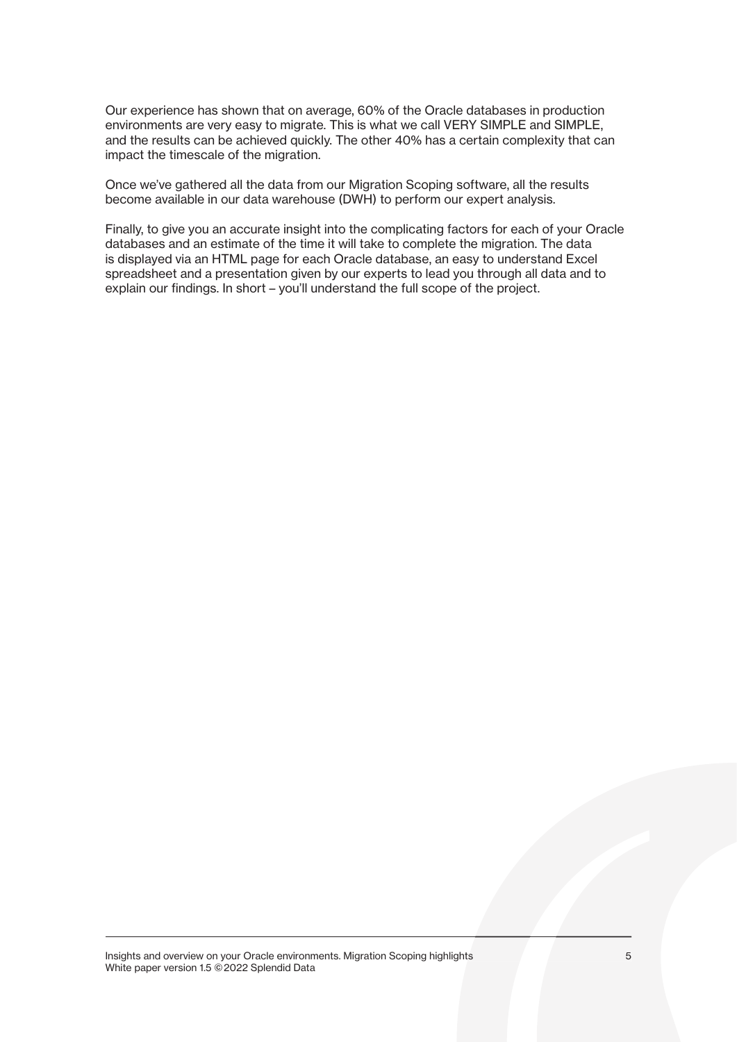Our experience has shown that on average, 60% of the Oracle databases in production environments are very easy to migrate. This is what we call VERY SIMPLE and SIMPLE, and the results can be achieved quickly. The other 40% has a certain complexity that can impact the timescale of the migration.

Once we've gathered all the data from our Migration Scoping software, all the results become available in our data warehouse (DWH) to perform our expert analysis.

Finally, to give you an accurate insight into the complicating factors for each of your Oracle databases and an estimate of the time it will take to complete the migration. The data is displayed via an HTML page for each Oracle database, an easy to understand Excel spreadsheet and a presentation given by our experts to lead you through all data and to explain our findings. In short – you'll understand the full scope of the project.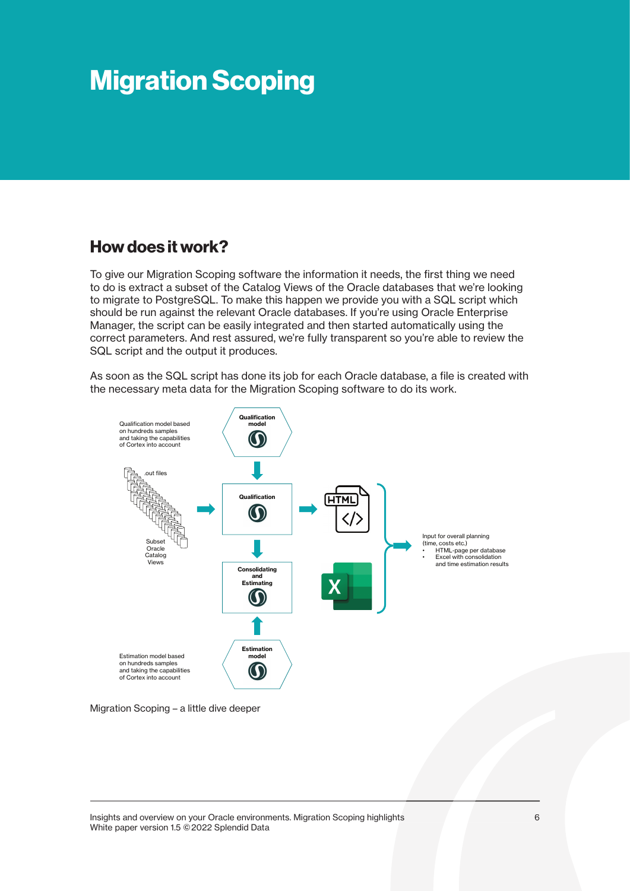# Migration Scoping

## How does it work?

To give our Migration Scoping software the information it needs, the first thing we need to do is extract a subset of the Catalog Views of the Oracle databases that we're looking to migrate to PostgreSQL. To make this happen we provide you with a SQL script which should be run against the relevant Oracle databases. If you're using Oracle Enterprise Manager, the script can be easily integrated and then started automatically using the correct parameters. And rest assured, we're fully transparent so you're able to review the SQL script and the output it produces.

As soon as the SQL script has done its job for each Oracle database, a file is created with the necessary meta data for the Migration Scoping software to do its work.

Qualification model based on hundreds samples and taking the capabilities of Cortex into account

Qualification model

.out files

Subset Oracle Catalog Views

Qualification

HTML

Consolidating and Estimating

Input for overall planning (time, costs etc.)
- HTML-page per database
- Excel with consolidation and time estimation results

Estimation model based on hundreds samples and taking the capabilities of Cortex into account

Estimation model

Migration Scoping – a little dive deeper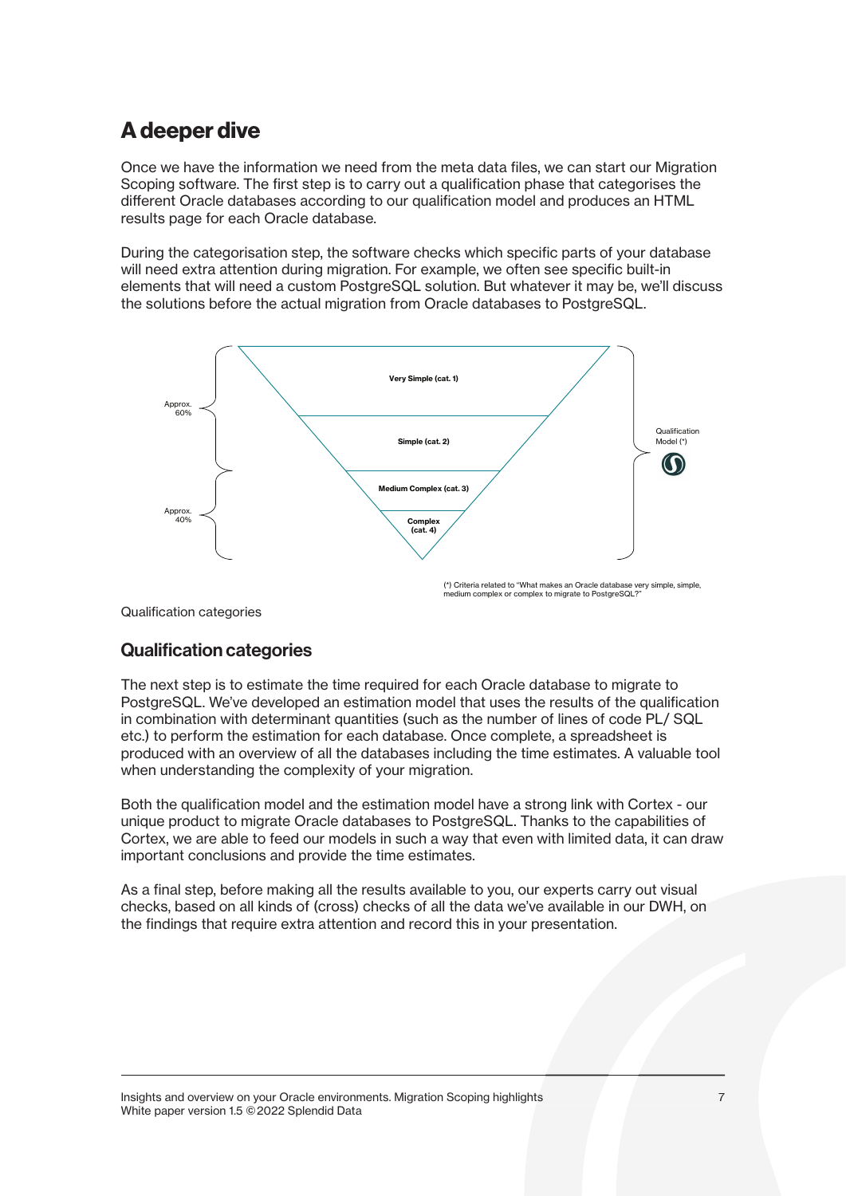# A deeper dive

Once we have the information we need from the meta data files, we can start our Migration Scoping software. The first step is to carry out a qualification phase that categorises the different Oracle databases according to our qualification model and produces an HTML results page for each Oracle database.

During the categorisation step, the software checks which specific parts of your database will need extra attention during migration. For example, we often see specific built-in elements that will need a custom PostgreSQL solution. But whatever it may be, we'll discuss the solutions before the actual migration from Oracle databases to PostgreSQL.

Approx. 60%

Approx. 40%

Very Simple (cat. 1)

Simple (cat. 2)

Medium Complex (cat. 3)

Complex (cat. 4)

Qualification Model (*)

(*) Criteria related to "What makes an Oracle database very simple, simple, medium complex or complex to migrate to PostgreSQL?"

Qualification categories

## Qualification categories

The next step is to estimate the time required for each Oracle database to migrate to PostgreSQL. We've developed an estimation model that uses the results of the qualification in combination with determinant quantities (such as the number of lines of code PL/ SQL etc.) to perform the estimation for each database. Once complete, a spreadsheet is produced with an overview of all the databases including the time estimates. A valuable tool when understanding the complexity of your migration.

Both the qualification model and the estimation model have a strong link with Cortex - our unique product to migrate Oracle databases to PostgreSQL. Thanks to the capabilities of Cortex, we are able to feed our models in such a way that even with limited data, it can draw important conclusions and provide the time estimates.

As a final step, before making all the results available to you, our experts carry out visual checks, based on all kinds of (cross) checks of all the data we've available in our DWH, on the findings that require extra attention and record this in your presentation.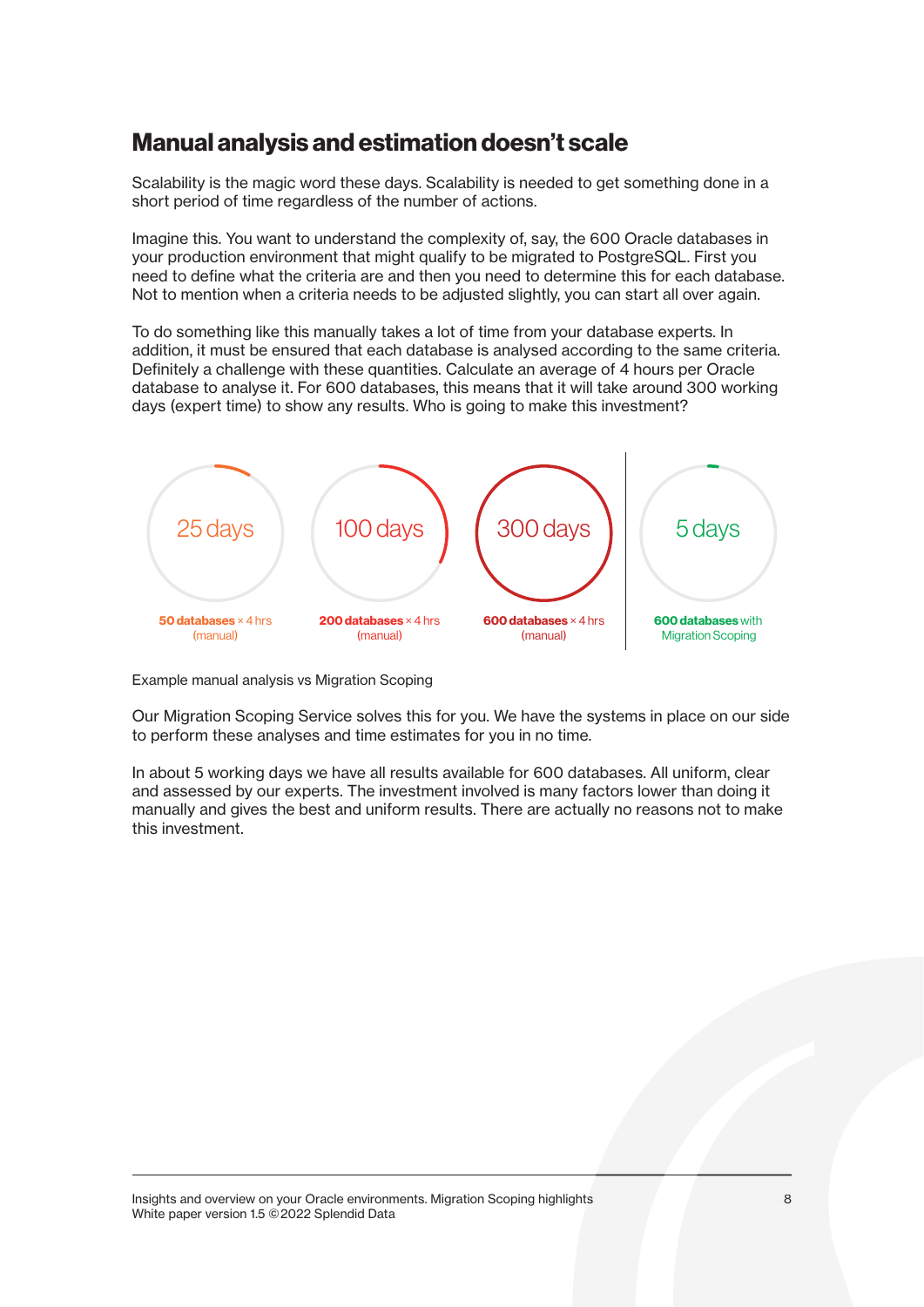## Manual analysis and estimation doesn't scale

Scalability is the magic word these days. Scalability is needed to get something done in a short period of time regardless of the number of actions.

Imagine this. You want to understand the complexity of, say, the 600 Oracle databases in your production environment that might qualify to be migrated to PostgreSQL. First you need to define what the criteria are and then you need to determine this for each database. Not to mention when a criteria needs to be adjusted slightly, you can start all over again.

To do something like this manually takes a lot of time from your database experts. In addition, it must be ensured that each database is analysed according to the same criteria. Definitely a challenge with these quantities. Calculate an average of 4 hours per Oracle database to analyse it. For 600 databases, this means that it will take around 300 working days (expert time) to show any results. Who is going to make this investment?

25 days

**50 databases** × 4 hrs (manual)

100 days

**200 databases** × 4 hrs (manual)

300 days

**600 databases** × 4 hrs (manual)

5 days

**600 databases** with Migration Scoping

Example manual analysis vs Migration Scoping

Our Migration Scoping Service solves this for you. We have the systems in place on our side to perform these analyses and time estimates for you in no time.

In about 5 working days we have all results available for 600 databases. All uniform, clear and assessed by our experts. The investment involved is many factors lower than doing it manually and gives the best and uniform results. There are actually no reasons not to make this investment.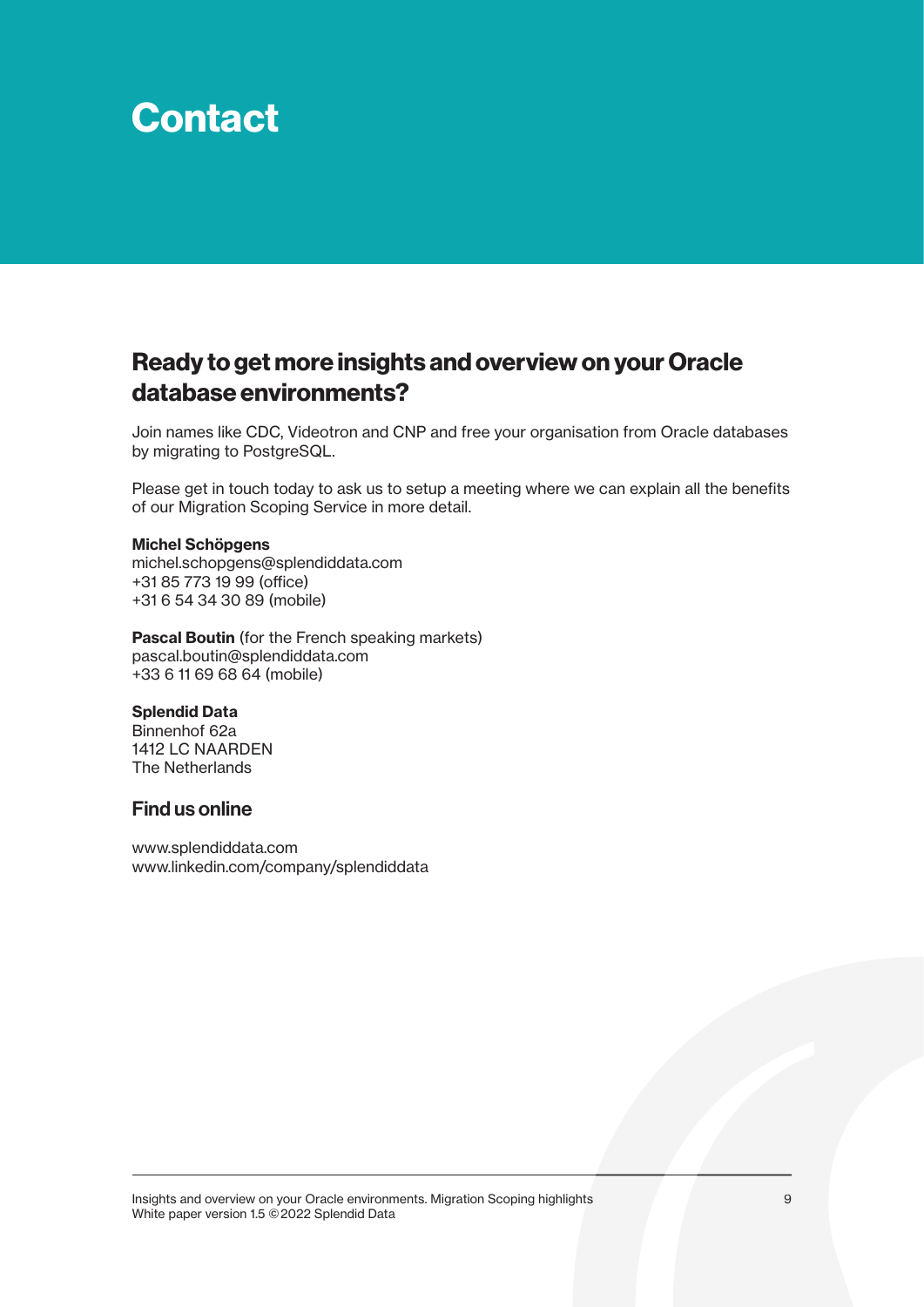# Contact

## Ready to get more insights and overview on your Oracle database environments?

Join names like CDC, Videotron and CNP and free your organisation from Oracle databases by migrating to PostgreSQL.

Please get in touch today to ask us to setup a meeting where we can explain all the benefits of our Migration Scoping Service in more detail.

**Michel Schöpgens**
michel.schopgens@splendiddata.com
+31 85 773 19 99 (office)
+31 6 54 34 30 89 (mobile)

**Pascal Boutin** (for the French speaking markets)
pascal.boutin@splendiddata.com
+33 6 11 69 68 64 (mobile)

**Splendid Data**
Binnenhof 62a
1412 LC NAARDEN
The Netherlands

### Find us online

www.splendiddata.com
www.linkedin.com/company/splendiddata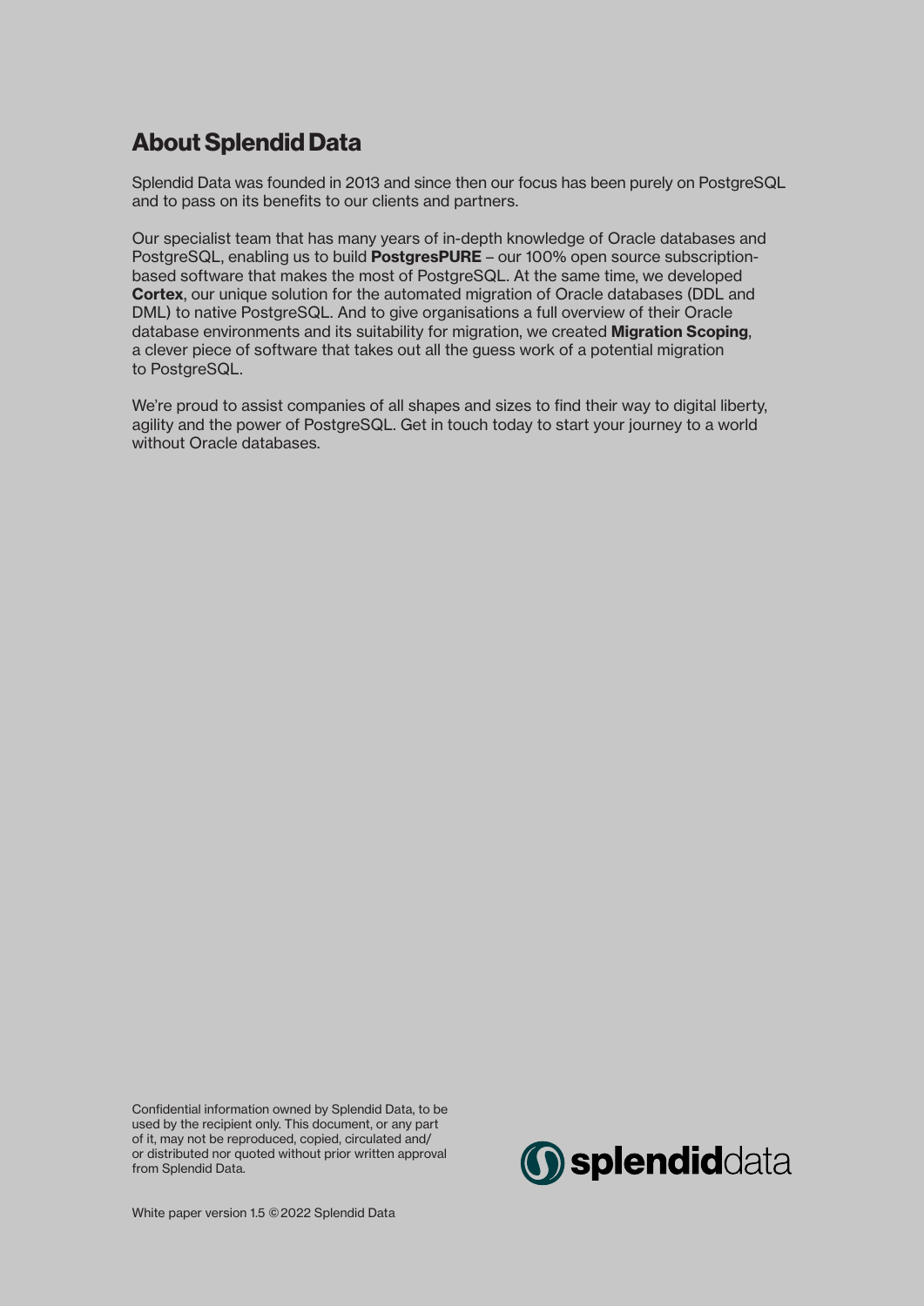## About Splendid Data

Splendid Data was founded in 2013 and since then our focus has been purely on PostgreSQL and to pass on its benefits to our clients and partners.

Our specialist team that has many years of in-depth knowledge of Oracle databases and PostgreSQL, enabling us to build **PostgresPURE** – our 100% open source subscription-based software that makes the most of PostgreSQL. At the same time, we developed **Cortex**, our unique solution for the automated migration of Oracle databases (DDL and DML) to native PostgreSQL. And to give organisations a full overview of their Oracle database environments and its suitability for migration, we created **Migration Scoping**, a clever piece of software that takes out all the guess work of a potential migration to PostgreSQL.

We're proud to assist companies of all shapes and sizes to find their way to digital liberty, agility and the power of PostgreSQL. Get in touch today to start your journey to a world without Oracle databases.

Confidential information owned by Splendid Data, to be used by the recipient only. This document, or any part of it, may not be reproduced, copied, circulated and/or distributed nor quoted without prior written approval from Splendid Data.

splendiddata

White paper version 1.5 ©2022 Splendid Data